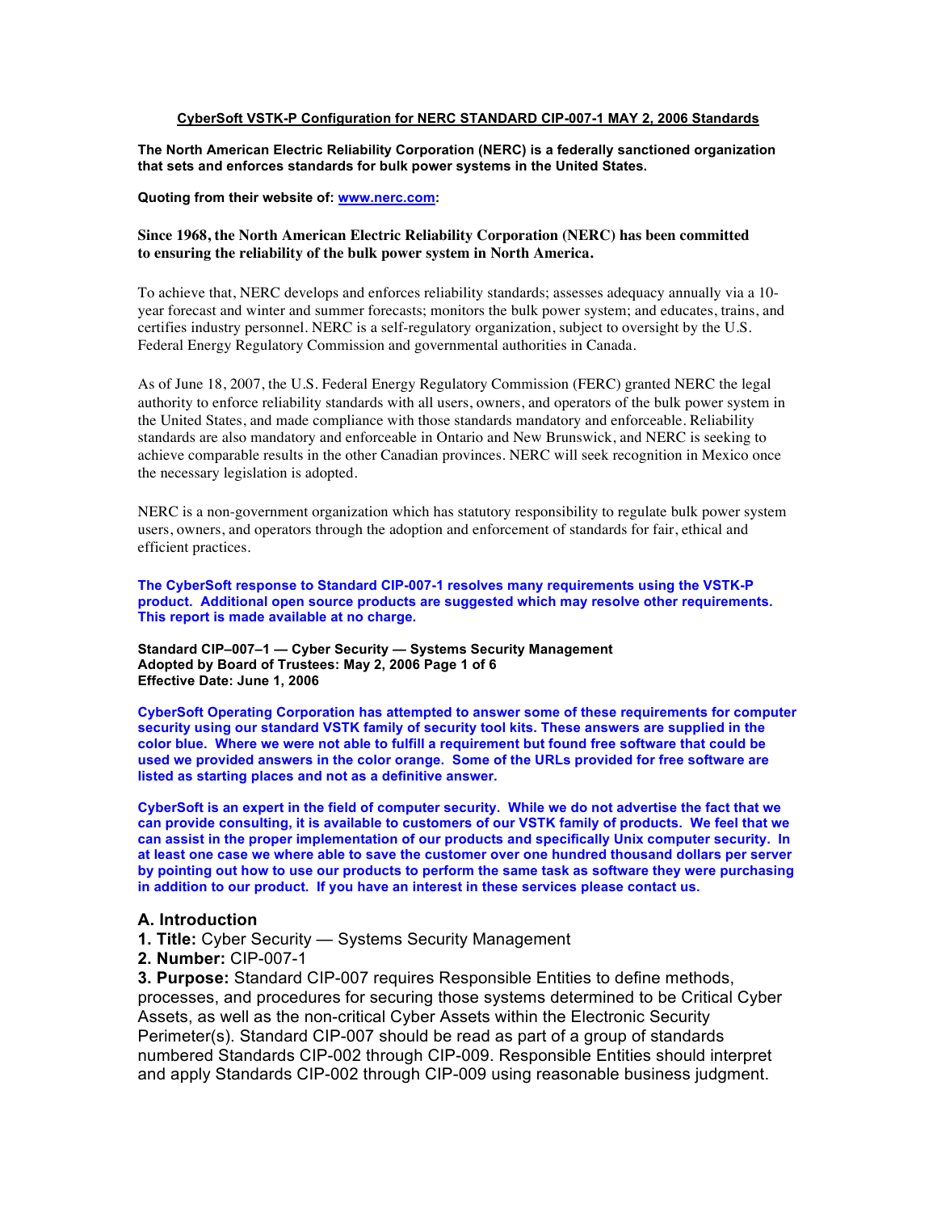**CyberSoft VSTK-P Configuration for NERC STANDARD CIP-007-1 MAY 2, 2006 Standards**

**The North American Electric Reliability Corporation (NERC) is a federally sanctioned organization that sets and enforces standards for bulk power systems in the United States.**

**Quoting from their website of: [www.nerc.com](http://www.nerc.com):**

**Since 1968, the North American Electric Reliability Corporation (NERC) has been committed to ensuring the reliability of the bulk power system in North America.**

To achieve that, NERC develops and enforces reliability standards; assesses adequacy annually via a 10-year forecast and winter and summer forecasts; monitors the bulk power system; and educates, trains, and certifies industry personnel. NERC is a self-regulatory organization, subject to oversight by the U.S. Federal Energy Regulatory Commission and governmental authorities in Canada.

As of June 18, 2007, the U.S. Federal Energy Regulatory Commission (FERC) granted NERC the legal authority to enforce reliability standards with all users, owners, and operators of the bulk power system in the United States, and made compliance with those standards mandatory and enforceable. Reliability standards are also mandatory and enforceable in Ontario and New Brunswick, and NERC is seeking to achieve comparable results in the other Canadian provinces. NERC will seek recognition in Mexico once the necessary legislation is adopted.

NERC is a non-government organization which has statutory responsibility to regulate bulk power system users, owners, and operators through the adoption and enforcement of standards for fair, ethical and efficient practices.

**The CyberSoft response to Standard CIP-007-1 resolves many requirements using the VSTK-P product. Additional open source products are suggested which may resolve other requirements. This report is made available at no charge.**

**Standard CIP–007–1 — Cyber Security — Systems Security Management**
**Adopted by Board of Trustees: May 2, 2006 Page 1 of 6**
**Effective Date: June 1, 2006**

**CyberSoft Operating Corporation has attempted to answer some of these requirements for computer security using our standard VSTK family of security tool kits. These answers are supplied in the color blue. Where we were not able to fulfill a requirement but found free software that could be used we provided answers in the color orange. Some of the URLs provided for free software are listed as starting places and not as a definitive answer.**

**CyberSoft is an expert in the field of computer security. While we do not advertise the fact that we can provide consulting, it is available to customers of our VSTK family of products. We feel that we can assist in the proper implementation of our products and specifically Unix computer security. In at least one case we where able to save the customer over one hundred thousand dollars per server by pointing out how to use our products to perform the same task as software they were purchasing in addition to our product. If you have an interest in these services please contact us.**

## A. Introduction

**1. Title:** Cyber Security — Systems Security Management

**2. Number:** CIP-007-1

**3. Purpose:** Standard CIP-007 requires Responsible Entities to define methods, processes, and procedures for securing those systems determined to be Critical Cyber Assets, as well as the non-critical Cyber Assets within the Electronic Security Perimeter(s). Standard CIP-007 should be read as part of a group of standards numbered Standards CIP-002 through CIP-009. Responsible Entities should interpret and apply Standards CIP-002 through CIP-009 using reasonable business judgment.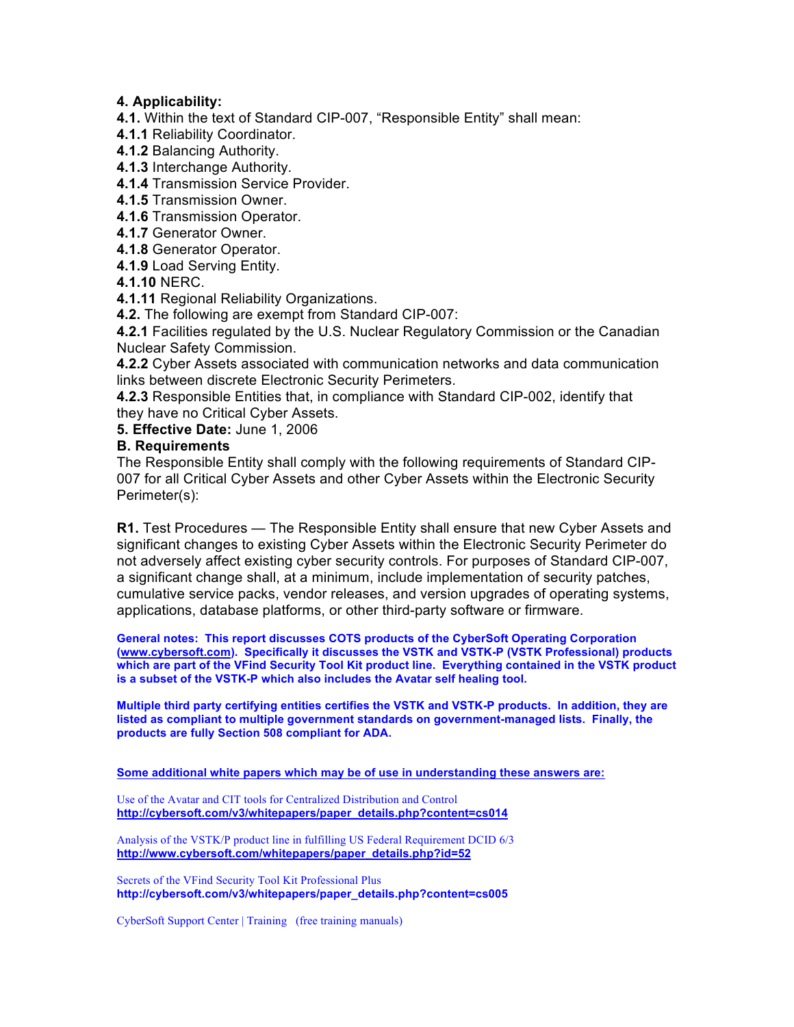**4. Applicability:**

**4.1.** Within the text of Standard CIP-007, "Responsible Entity" shall mean:

**4.1.1** Reliability Coordinator.

**4.1.2** Balancing Authority.

**4.1.3** Interchange Authority.

**4.1.4** Transmission Service Provider.

**4.1.5** Transmission Owner.

**4.1.6** Transmission Operator.

**4.1.7** Generator Owner.

**4.1.8** Generator Operator.

**4.1.9** Load Serving Entity.

**4.1.10** NERC.

**4.1.11** Regional Reliability Organizations.

**4.2.** The following are exempt from Standard CIP-007:

**4.2.1** Facilities regulated by the U.S. Nuclear Regulatory Commission or the Canadian Nuclear Safety Commission.

**4.2.2** Cyber Assets associated with communication networks and data communication links between discrete Electronic Security Perimeters.

**4.2.3** Responsible Entities that, in compliance with Standard CIP-002, identify that they have no Critical Cyber Assets.

**5. Effective Date:** June 1, 2006

**B. Requirements**

The Responsible Entity shall comply with the following requirements of Standard CIP-007 for all Critical Cyber Assets and other Cyber Assets within the Electronic Security Perimeter(s):

**R1.** Test Procedures — The Responsible Entity shall ensure that new Cyber Assets and significant changes to existing Cyber Assets within the Electronic Security Perimeter do not adversely affect existing cyber security controls. For purposes of Standard CIP-007, a significant change shall, at a minimum, include implementation of security patches, cumulative service packs, vendor releases, and version upgrades of operating systems, applications, database platforms, or other third-party software or firmware.

**General notes: This report discusses COTS products of the CyberSoft Operating Corporation (www.cybersoft.com). Specifically it discusses the VSTK and VSTK-P (VSTK Professional) products which are part of the VFind Security Tool Kit product line. Everything contained in the VSTK product is a subset of the VSTK-P which also includes the Avatar self healing tool.**

**Multiple third party certifying entities certifies the VSTK and VSTK-P products. In addition, they are listed as compliant to multiple government standards on government-managed lists. Finally, the products are fully Section 508 compliant for ADA.**

**Some additional white papers which may be of use in understanding these answers are:**

Use of the Avatar and CIT tools for Centralized Distribution and Control
**http://cybersoft.com/v3/whitepapers/paper_details.php?content=cs014**

Analysis of the VSTK/P product line in fulfilling US Federal Requirement DCID 6/3
**http://www.cybersoft.com/whitepapers/paper_details.php?id=52**

Secrets of the VFind Security Tool Kit Professional Plus
**http://cybersoft.com/v3/whitepapers/paper_details.php?content=cs005**

CyberSoft Support Center | Training (free training manuals)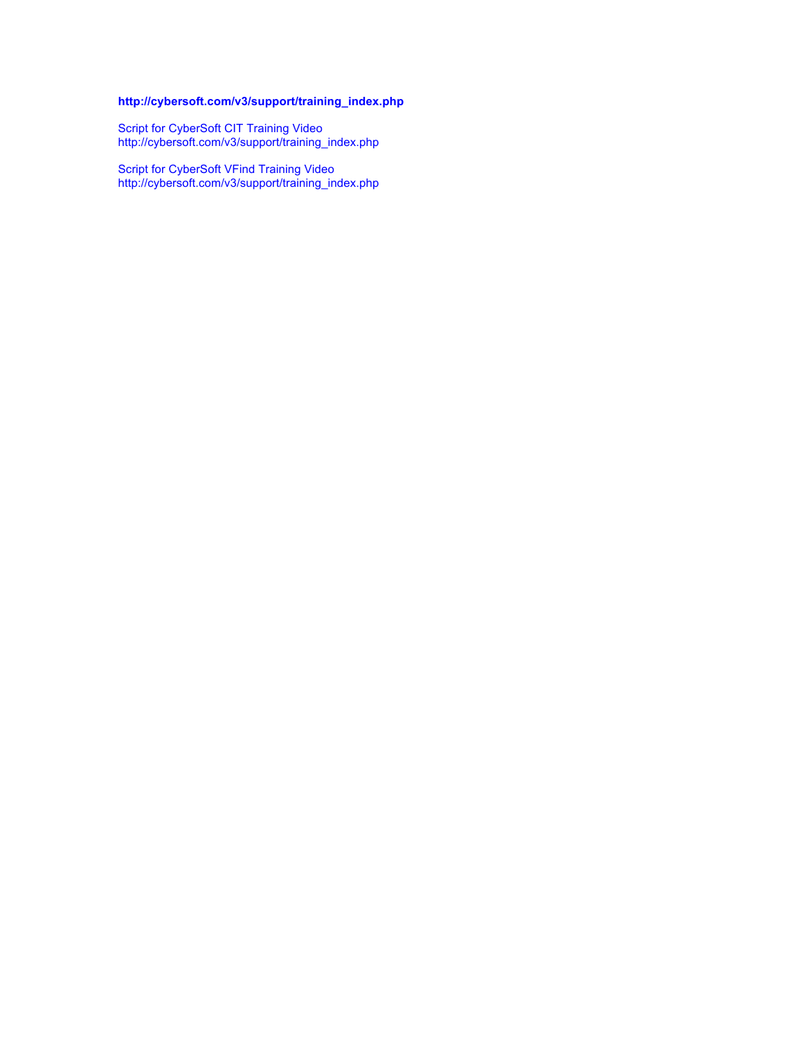**http://cybersoft.com/v3/support/training_index.php**

Script for CyberSoft CIT Training Video
http://cybersoft.com/v3/support/training_index.php

Script for CyberSoft VFind Training Video
http://cybersoft.com/v3/support/training_index.php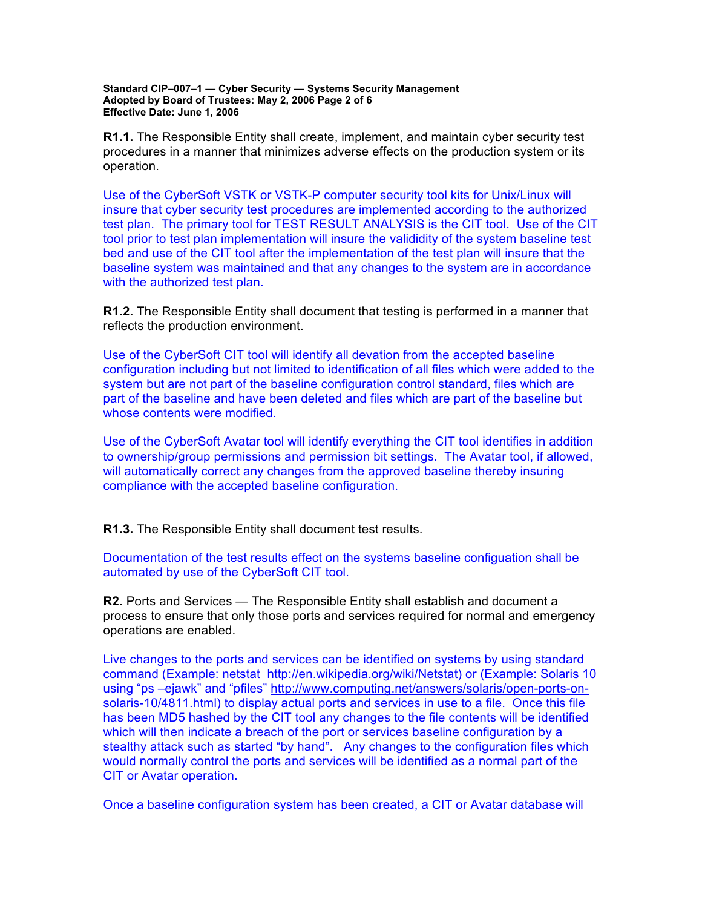**R1.1.** The Responsible Entity shall create, implement, and maintain cyber security test procedures in a manner that minimizes adverse effects on the production system or its operation.

Use of the CyberSoft VSTK or VSTK-P computer security tool kits for Unix/Linux will insure that cyber security test procedures are implemented according to the authorized test plan. The primary tool for TEST RESULT ANALYSIS is the CIT tool. Use of the CIT tool prior to test plan implementation will insure the valididity of the system baseline test bed and use of the CIT tool after the implementation of the test plan will insure that the baseline system was maintained and that any changes to the system are in accordance with the authorized test plan.

**R1.2.** The Responsible Entity shall document that testing is performed in a manner that reflects the production environment.

Use of the CyberSoft CIT tool will identify all devation from the accepted baseline configuration including but not limited to identification of all files which were added to the system but are not part of the baseline configuration control standard, files which are part of the baseline and have been deleted and files which are part of the baseline but whose contents were modified.

Use of the CyberSoft Avatar tool will identify everything the CIT tool identifies in addition to ownership/group permissions and permission bit settings. The Avatar tool, if allowed, will automatically correct any changes from the approved baseline thereby insuring compliance with the accepted baseline configuration.

**R1.3.** The Responsible Entity shall document test results.

Documentation of the test results effect on the systems baseline configuation shall be automated by use of the CyberSoft CIT tool.

**R2.** Ports and Services — The Responsible Entity shall establish and document a process to ensure that only those ports and services required for normal and emergency operations are enabled.

Live changes to the ports and services can be identified on systems by using standard command (Example: netstat http://en.wikipedia.org/wiki/Netstat) or (Example: Solaris 10 using "ps –ejawk" and "pfiles" http://www.computing.net/answers/solaris/open-ports-on-solaris-10/4811.html) to display actual ports and services in use to a file. Once this file has been MD5 hashed by the CIT tool any changes to the file contents will be identified which will then indicate a breach of the port or services baseline configuration by a stealthy attack such as started "by hand". Any changes to the configuration files which would normally control the ports and services will be identified as a normal part of the CIT or Avatar operation.

Once a baseline configuration system has been created, a CIT or Avatar database will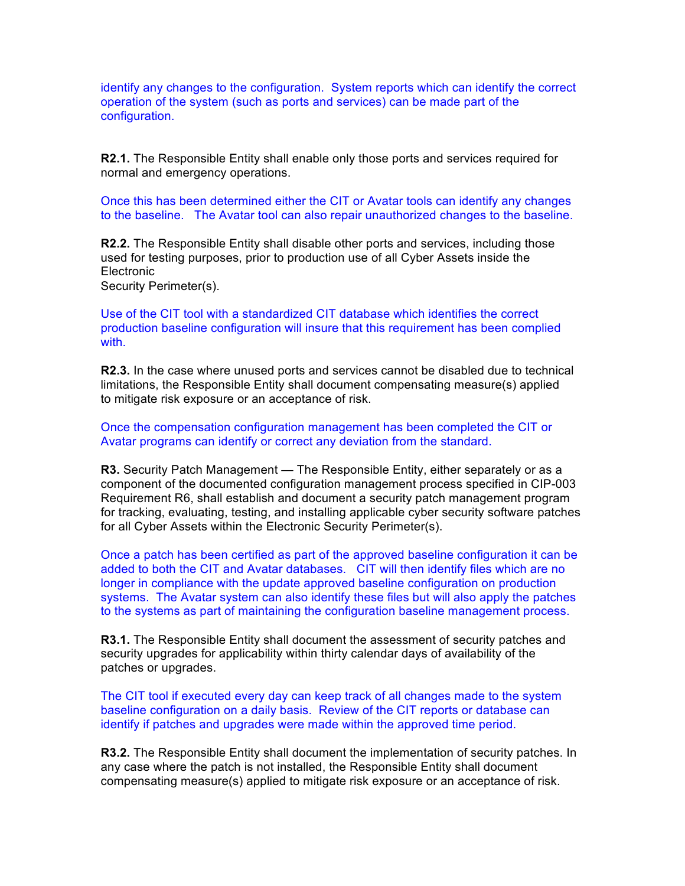identify any changes to the configuration. System reports which can identify the correct operation of the system (such as ports and services) can be made part of the configuration.

**R2.1.** The Responsible Entity shall enable only those ports and services required for normal and emergency operations.

Once this has been determined either the CIT or Avatar tools can identify any changes to the baseline. The Avatar tool can also repair unauthorized changes to the baseline.

**R2.2.** The Responsible Entity shall disable other ports and services, including those used for testing purposes, prior to production use of all Cyber Assets inside the Electronic
Security Perimeter(s).

Use of the CIT tool with a standardized CIT database which identifies the correct production baseline configuration will insure that this requirement has been complied with.

**R2.3.** In the case where unused ports and services cannot be disabled due to technical limitations, the Responsible Entity shall document compensating measure(s) applied to mitigate risk exposure or an acceptance of risk.

Once the compensation configuration management has been completed the CIT or Avatar programs can identify or correct any deviation from the standard.

**R3.** Security Patch Management — The Responsible Entity, either separately or as a component of the documented configuration management process specified in CIP-003 Requirement R6, shall establish and document a security patch management program for tracking, evaluating, testing, and installing applicable cyber security software patches for all Cyber Assets within the Electronic Security Perimeter(s).

Once a patch has been certified as part of the approved baseline configuration it can be added to both the CIT and Avatar databases. CIT will then identify files which are no longer in compliance with the update approved baseline configuration on production systems. The Avatar system can also identify these files but will also apply the patches to the systems as part of maintaining the configuration baseline management process.

**R3.1.** The Responsible Entity shall document the assessment of security patches and security upgrades for applicability within thirty calendar days of availability of the patches or upgrades.

The CIT tool if executed every day can keep track of all changes made to the system baseline configuration on a daily basis. Review of the CIT reports or database can identify if patches and upgrades were made within the approved time period.

**R3.2.** The Responsible Entity shall document the implementation of security patches. In any case where the patch is not installed, the Responsible Entity shall document compensating measure(s) applied to mitigate risk exposure or an acceptance of risk.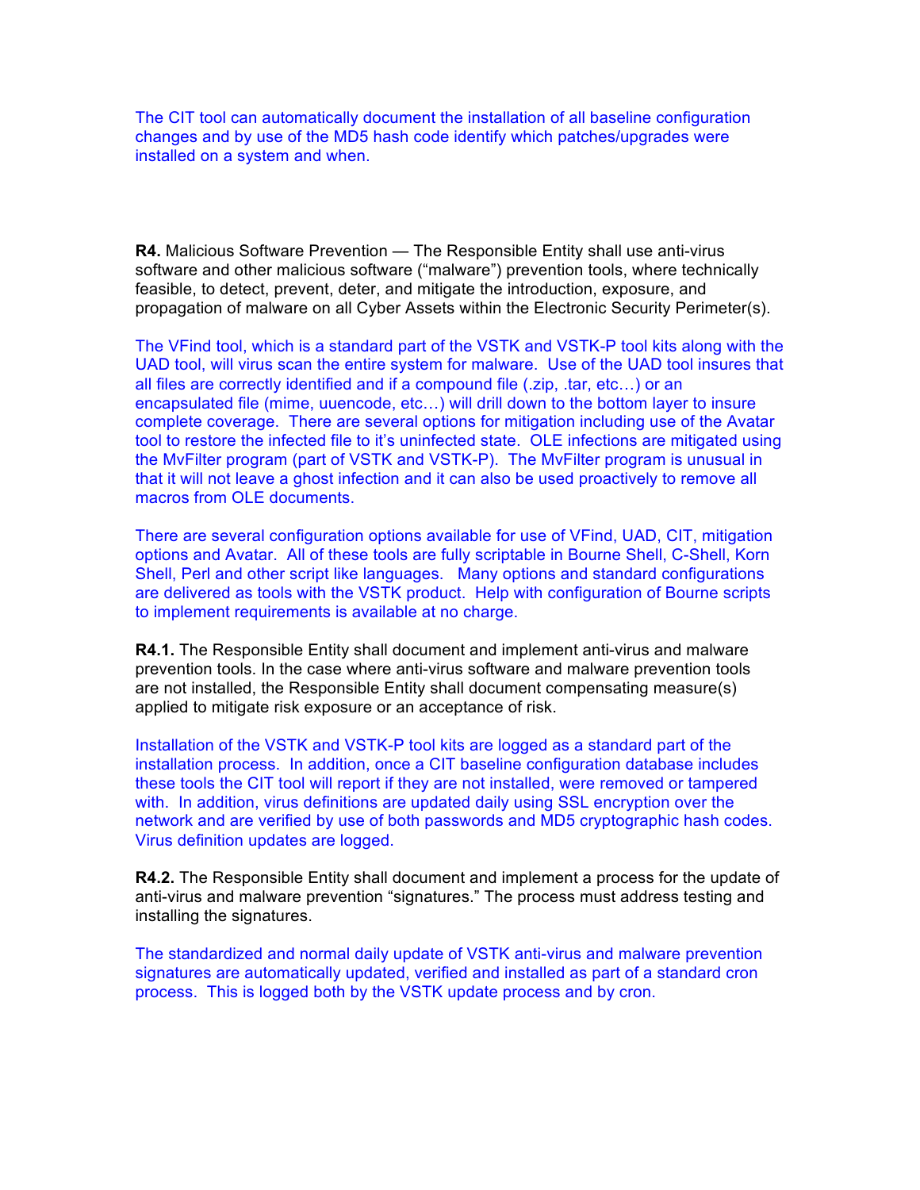The CIT tool can automatically document the installation of all baseline configuration changes and by use of the MD5 hash code identify which patches/upgrades were installed on a system and when.

**R4.** Malicious Software Prevention — The Responsible Entity shall use anti-virus software and other malicious software ("malware") prevention tools, where technically feasible, to detect, prevent, deter, and mitigate the introduction, exposure, and propagation of malware on all Cyber Assets within the Electronic Security Perimeter(s).

The VFind tool, which is a standard part of the VSTK and VSTK-P tool kits along with the UAD tool, will virus scan the entire system for malware. Use of the UAD tool insures that all files are correctly identified and if a compound file (.zip, .tar, etc…) or an encapsulated file (mime, uuencode, etc…) will drill down to the bottom layer to insure complete coverage. There are several options for mitigation including use of the Avatar tool to restore the infected file to it's uninfected state. OLE infections are mitigated using the MvFilter program (part of VSTK and VSTK-P). The MvFilter program is unusual in that it will not leave a ghost infection and it can also be used proactively to remove all macros from OLE documents.

There are several configuration options available for use of VFind, UAD, CIT, mitigation options and Avatar. All of these tools are fully scriptable in Bourne Shell, C-Shell, Korn Shell, Perl and other script like languages. Many options and standard configurations are delivered as tools with the VSTK product. Help with configuration of Bourne scripts to implement requirements is available at no charge.

**R4.1.** The Responsible Entity shall document and implement anti-virus and malware prevention tools. In the case where anti-virus software and malware prevention tools are not installed, the Responsible Entity shall document compensating measure(s) applied to mitigate risk exposure or an acceptance of risk.

Installation of the VSTK and VSTK-P tool kits are logged as a standard part of the installation process. In addition, once a CIT baseline configuration database includes these tools the CIT tool will report if they are not installed, were removed or tampered with. In addition, virus definitions are updated daily using SSL encryption over the network and are verified by use of both passwords and MD5 cryptographic hash codes. Virus definition updates are logged.

**R4.2.** The Responsible Entity shall document and implement a process for the update of anti-virus and malware prevention "signatures." The process must address testing and installing the signatures.

The standardized and normal daily update of VSTK anti-virus and malware prevention signatures are automatically updated, verified and installed as part of a standard cron process. This is logged both by the VSTK update process and by cron.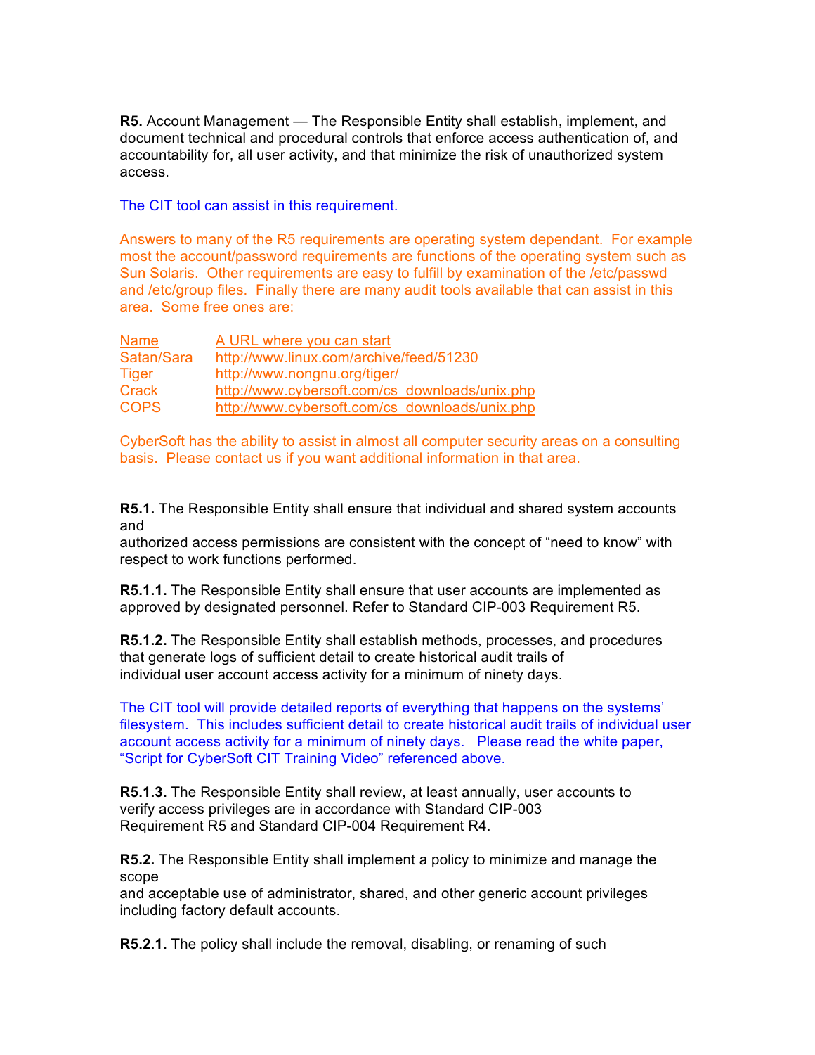**R5.** Account Management — The Responsible Entity shall establish, implement, and document technical and procedural controls that enforce access authentication of, and accountability for, all user activity, and that minimize the risk of unauthorized system access.

The CIT tool can assist in this requirement.

Answers to many of the R5 requirements are operating system dependant. For example most the account/password requirements are functions of the operating system such as Sun Solaris. Other requirements are easy to fulfill by examination of the /etc/passwd and /etc/group files. Finally there are many audit tools available that can assist in this area. Some free ones are:

| Name | A URL where you can start |
|---|---|
| Satan/Sara | http://www.linux.com/archive/feed/51230 |
| Tiger | http://www.nongnu.org/tiger/ |
| Crack | http://www.cybersoft.com/cs_downloads/unix.php |
| COPS | http://www.cybersoft.com/cs_downloads/unix.php |

CyberSoft has the ability to assist in almost all computer security areas on a consulting basis. Please contact us if you want additional information in that area.

**R5.1.** The Responsible Entity shall ensure that individual and shared system accounts and authorized access permissions are consistent with the concept of "need to know" with respect to work functions performed.

**R5.1.1.** The Responsible Entity shall ensure that user accounts are implemented as approved by designated personnel. Refer to Standard CIP-003 Requirement R5.

**R5.1.2.** The Responsible Entity shall establish methods, processes, and procedures that generate logs of sufficient detail to create historical audit trails of individual user account access activity for a minimum of ninety days.

The CIT tool will provide detailed reports of everything that happens on the systems' filesystem. This includes sufficient detail to create historical audit trails of individual user account access activity for a minimum of ninety days. Please read the white paper, "Script for CyberSoft CIT Training Video" referenced above.

**R5.1.3.** The Responsible Entity shall review, at least annually, user accounts to verify access privileges are in accordance with Standard CIP-003 Requirement R5 and Standard CIP-004 Requirement R4.

**R5.2.** The Responsible Entity shall implement a policy to minimize and manage the scope and acceptable use of administrator, shared, and other generic account privileges including factory default accounts.

**R5.2.1.** The policy shall include the removal, disabling, or renaming of such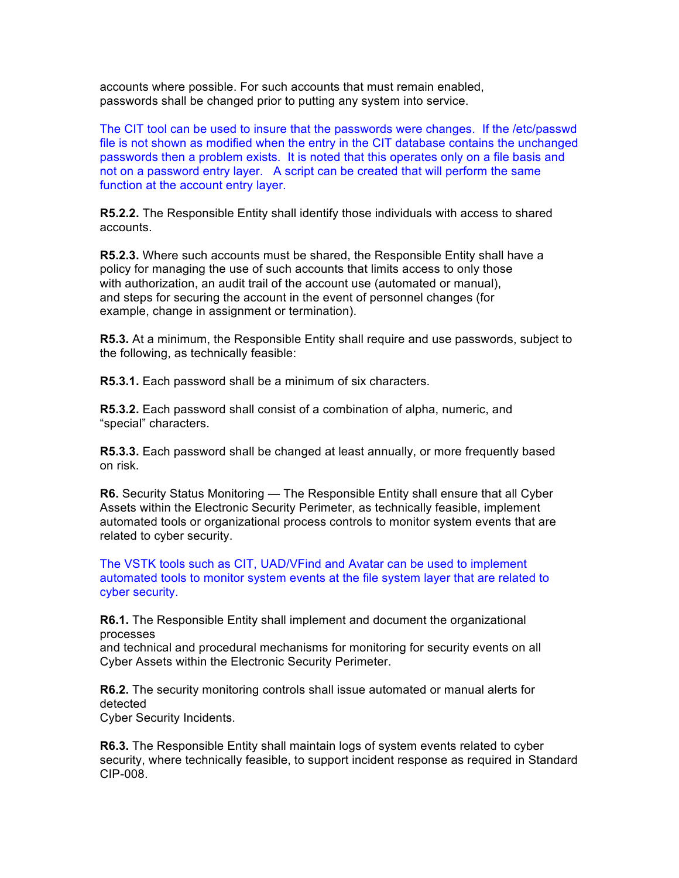accounts where possible. For such accounts that must remain enabled, passwords shall be changed prior to putting any system into service.

The CIT tool can be used to insure that the passwords were changes. If the /etc/passwd file is not shown as modified when the entry in the CIT database contains the unchanged passwords then a problem exists. It is noted that this operates only on a file basis and not on a password entry layer. A script can be created that will perform the same function at the account entry layer.

**R5.2.2.** The Responsible Entity shall identify those individuals with access to shared accounts.

**R5.2.3.** Where such accounts must be shared, the Responsible Entity shall have a policy for managing the use of such accounts that limits access to only those with authorization, an audit trail of the account use (automated or manual), and steps for securing the account in the event of personnel changes (for example, change in assignment or termination).

**R5.3.** At a minimum, the Responsible Entity shall require and use passwords, subject to the following, as technically feasible:

**R5.3.1.** Each password shall be a minimum of six characters.

**R5.3.2.** Each password shall consist of a combination of alpha, numeric, and "special" characters.

**R5.3.3.** Each password shall be changed at least annually, or more frequently based on risk.

**R6.** Security Status Monitoring — The Responsible Entity shall ensure that all Cyber Assets within the Electronic Security Perimeter, as technically feasible, implement automated tools or organizational process controls to monitor system events that are related to cyber security.

The VSTK tools such as CIT, UAD/VFind and Avatar can be used to implement automated tools to monitor system events at the file system layer that are related to cyber security.

**R6.1.** The Responsible Entity shall implement and document the organizational processes
and technical and procedural mechanisms for monitoring for security events on all Cyber Assets within the Electronic Security Perimeter.

**R6.2.** The security monitoring controls shall issue automated or manual alerts for detected
Cyber Security Incidents.

**R6.3.** The Responsible Entity shall maintain logs of system events related to cyber security, where technically feasible, to support incident response as required in Standard CIP-008.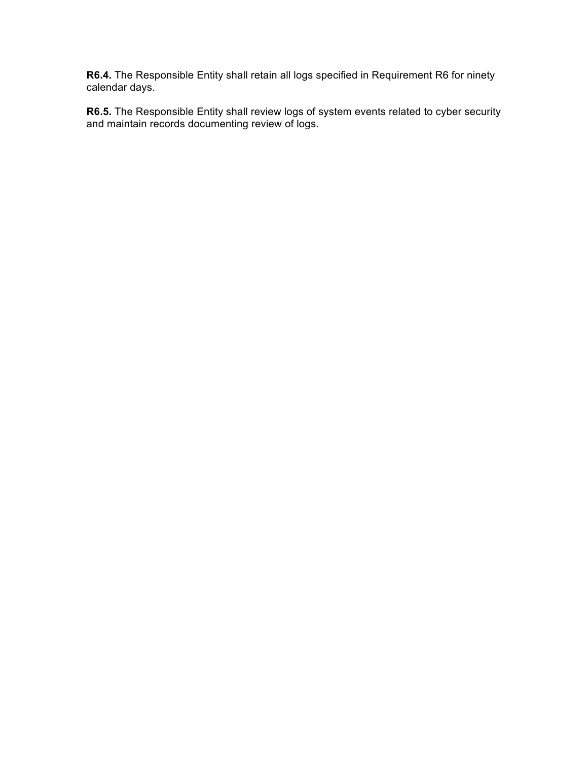**R6.4.** The Responsible Entity shall retain all logs specified in Requirement R6 for ninety calendar days.

**R6.5.** The Responsible Entity shall review logs of system events related to cyber security and maintain records documenting review of logs.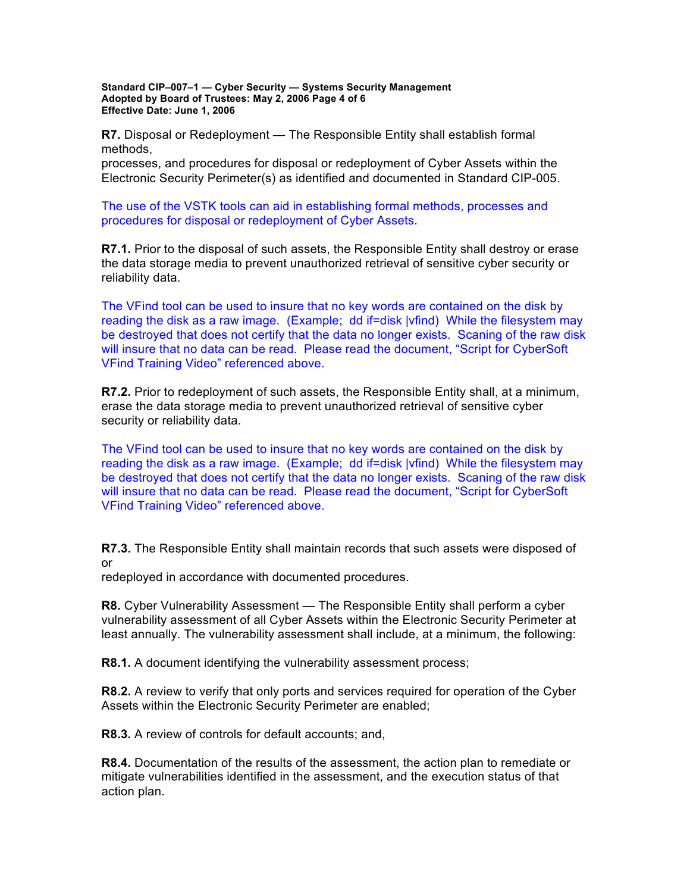**R7.** Disposal or Redeployment — The Responsible Entity shall establish formal methods,
processes, and procedures for disposal or redeployment of Cyber Assets within the Electronic Security Perimeter(s) as identified and documented in Standard CIP-005.

The use of the VSTK tools can aid in establishing formal methods, processes and procedures for disposal or redeployment of Cyber Assets.

**R7.1.** Prior to the disposal of such assets, the Responsible Entity shall destroy or erase the data storage media to prevent unauthorized retrieval of sensitive cyber security or reliability data.

The VFind tool can be used to insure that no key words are contained on the disk by reading the disk as a raw image. (Example; dd if=disk |vfind) While the filesystem may be destroyed that does not certify that the data no longer exists. Scaning of the raw disk will insure that no data can be read. Please read the document, "Script for CyberSoft VFind Training Video" referenced above.

**R7.2.** Prior to redeployment of such assets, the Responsible Entity shall, at a minimum, erase the data storage media to prevent unauthorized retrieval of sensitive cyber security or reliability data.

The VFind tool can be used to insure that no key words are contained on the disk by reading the disk as a raw image. (Example; dd if=disk |vfind) While the filesystem may be destroyed that does not certify that the data no longer exists. Scaning of the raw disk will insure that no data can be read. Please read the document, "Script for CyberSoft VFind Training Video" referenced above.

**R7.3.** The Responsible Entity shall maintain records that such assets were disposed of or
redeployed in accordance with documented procedures.

**R8.** Cyber Vulnerability Assessment — The Responsible Entity shall perform a cyber vulnerability assessment of all Cyber Assets within the Electronic Security Perimeter at least annually. The vulnerability assessment shall include, at a minimum, the following:

**R8.1.** A document identifying the vulnerability assessment process;

**R8.2.** A review to verify that only ports and services required for operation of the Cyber Assets within the Electronic Security Perimeter are enabled;

**R8.3.** A review of controls for default accounts; and,

**R8.4.** Documentation of the results of the assessment, the action plan to remediate or mitigate vulnerabilities identified in the assessment, and the execution status of that action plan.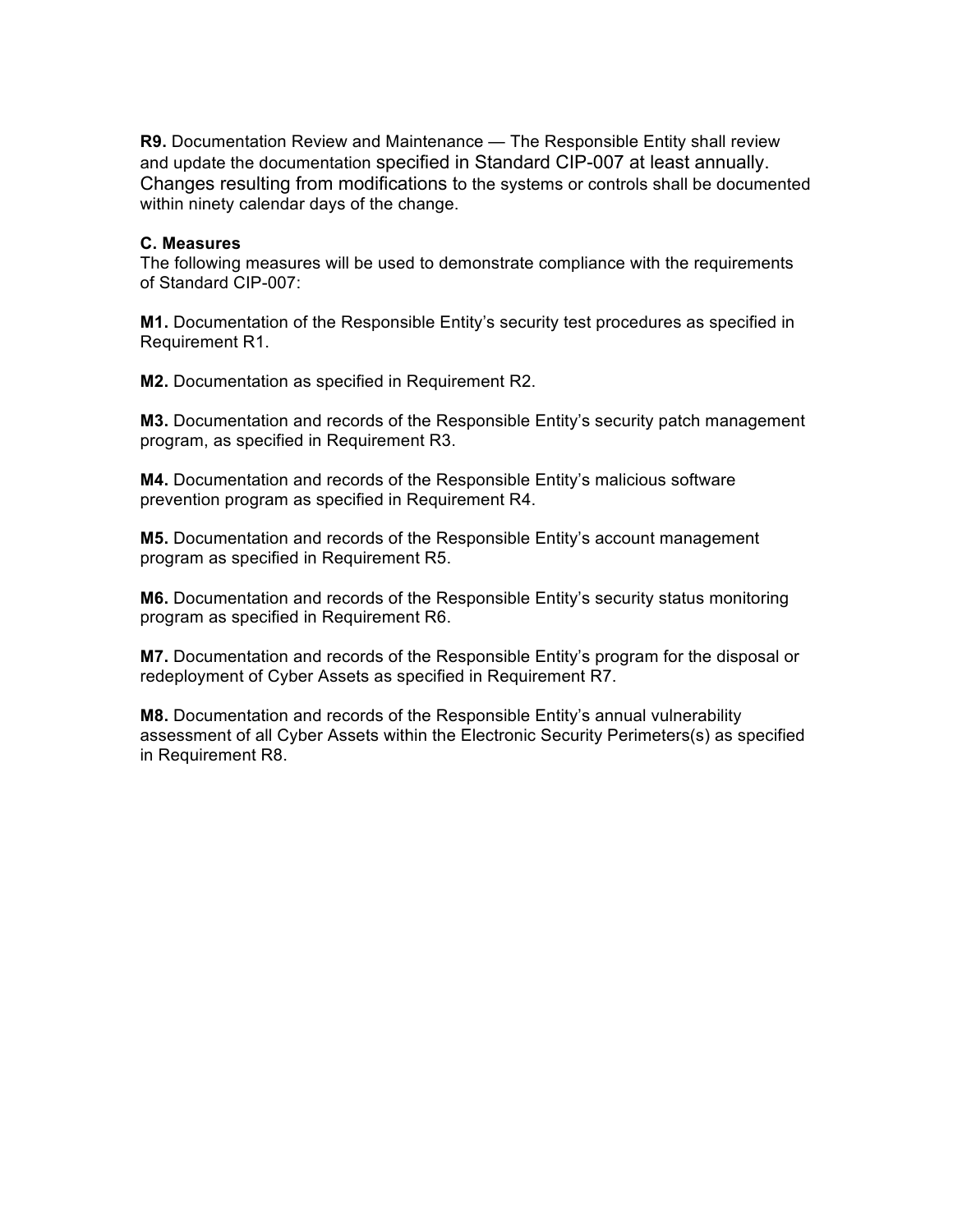**R9.** Documentation Review and Maintenance — The Responsible Entity shall review and update the documentation specified in Standard CIP-007 at least annually. Changes resulting from modifications to the systems or controls shall be documented within ninety calendar days of the change.

**C. Measures**

The following measures will be used to demonstrate compliance with the requirements of Standard CIP-007:

**M1.** Documentation of the Responsible Entity's security test procedures as specified in Requirement R1.

**M2.** Documentation as specified in Requirement R2.

**M3.** Documentation and records of the Responsible Entity's security patch management program, as specified in Requirement R3.

**M4.** Documentation and records of the Responsible Entity's malicious software prevention program as specified in Requirement R4.

**M5.** Documentation and records of the Responsible Entity's account management program as specified in Requirement R5.

**M6.** Documentation and records of the Responsible Entity's security status monitoring program as specified in Requirement R6.

**M7.** Documentation and records of the Responsible Entity's program for the disposal or redeployment of Cyber Assets as specified in Requirement R7.

**M8.** Documentation and records of the Responsible Entity's annual vulnerability assessment of all Cyber Assets within the Electronic Security Perimeters(s) as specified in Requirement R8.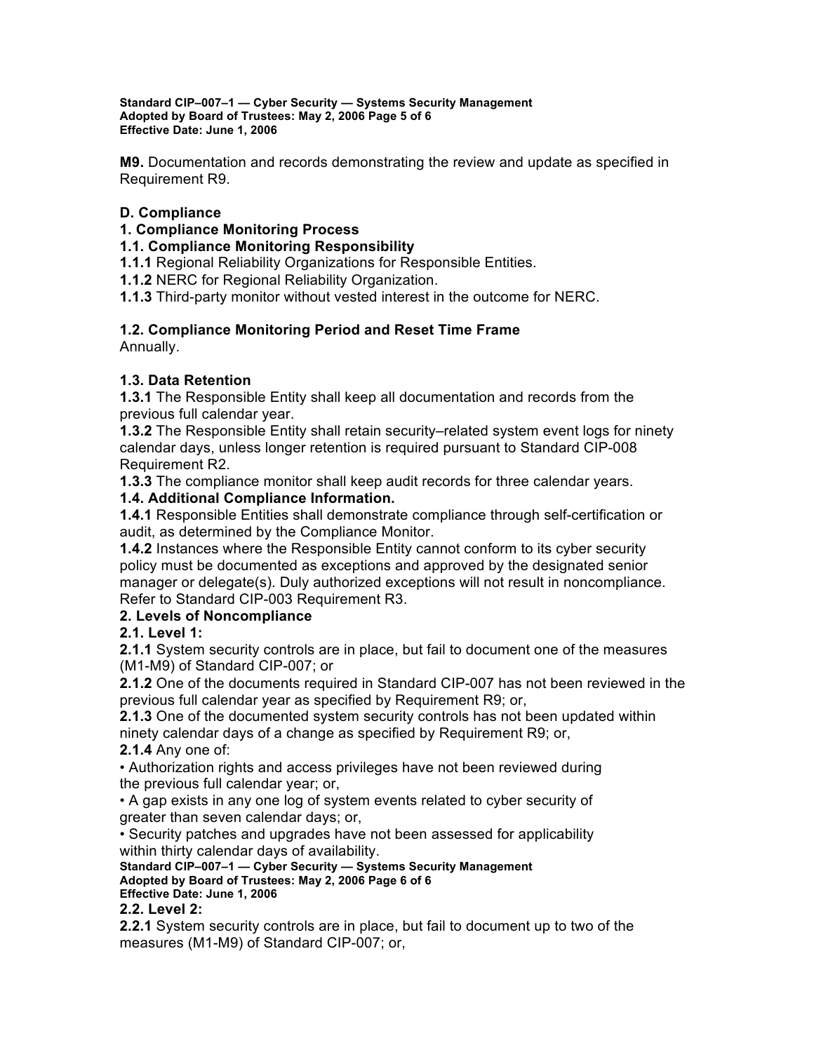**M9.** Documentation and records demonstrating the review and update as specified in Requirement R9.

**D. Compliance**

**1. Compliance Monitoring Process**

**1.1. Compliance Monitoring Responsibility**

**1.1.1** Regional Reliability Organizations for Responsible Entities.

**1.1.2** NERC for Regional Reliability Organization.

**1.1.3** Third-party monitor without vested interest in the outcome for NERC.

**1.2. Compliance Monitoring Period and Reset Time Frame**

Annually.

**1.3. Data Retention**

**1.3.1** The Responsible Entity shall keep all documentation and records from the previous full calendar year.

**1.3.2** The Responsible Entity shall retain security–related system event logs for ninety calendar days, unless longer retention is required pursuant to Standard CIP-008 Requirement R2.

**1.3.3** The compliance monitor shall keep audit records for three calendar years.

**1.4. Additional Compliance Information.**

**1.4.1** Responsible Entities shall demonstrate compliance through self-certification or audit, as determined by the Compliance Monitor.

**1.4.2** Instances where the Responsible Entity cannot conform to its cyber security policy must be documented as exceptions and approved by the designated senior manager or delegate(s). Duly authorized exceptions will not result in noncompliance. Refer to Standard CIP-003 Requirement R3.

**2. Levels of Noncompliance**

**2.1. Level 1:**

**2.1.1** System security controls are in place, but fail to document one of the measures (M1-M9) of Standard CIP-007; or

**2.1.2** One of the documents required in Standard CIP-007 has not been reviewed in the previous full calendar year as specified by Requirement R9; or,

**2.1.3** One of the documented system security controls has not been updated within ninety calendar days of a change as specified by Requirement R9; or,

**2.1.4** Any one of:

- Authorization rights and access privileges have not been reviewed during the previous full calendar year; or,
- A gap exists in any one log of system events related to cyber security of greater than seven calendar days; or,
- Security patches and upgrades have not been assessed for applicability within thirty calendar days of availability.

**2.2. Level 2:**

**2.2.1** System security controls are in place, but fail to document up to two of the measures (M1-M9) of Standard CIP-007; or,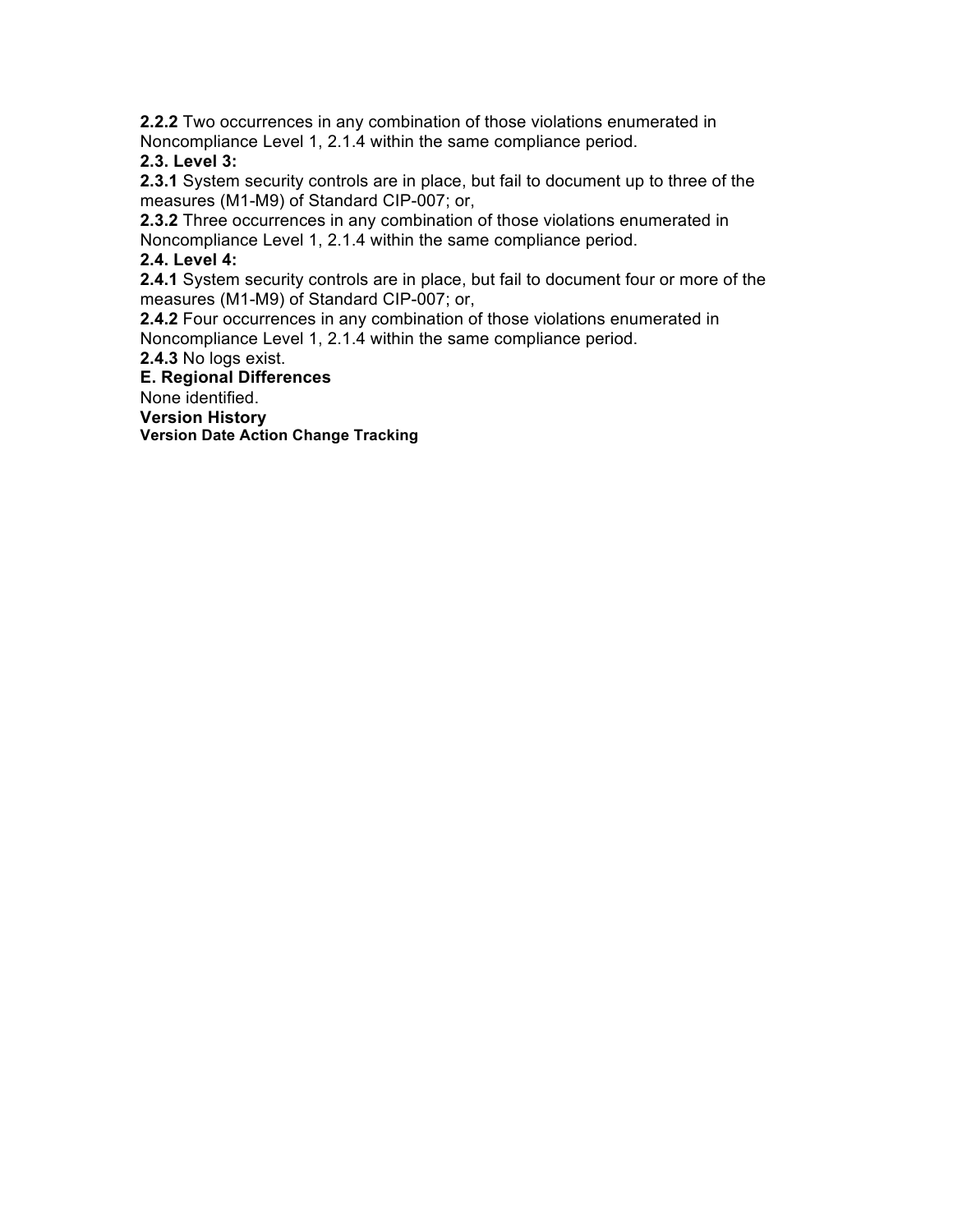**2.2.2** Two occurrences in any combination of those violations enumerated in Noncompliance Level 1, 2.1.4 within the same compliance period.

**2.3. Level 3:**

**2.3.1** System security controls are in place, but fail to document up to three of the measures (M1-M9) of Standard CIP-007; or,

**2.3.2** Three occurrences in any combination of those violations enumerated in Noncompliance Level 1, 2.1.4 within the same compliance period.

**2.4. Level 4:**

**2.4.1** System security controls are in place, but fail to document four or more of the measures (M1-M9) of Standard CIP-007; or,

**2.4.2** Four occurrences in any combination of those violations enumerated in Noncompliance Level 1, 2.1.4 within the same compliance period.

**2.4.3** No logs exist.

**E. Regional Differences**

None identified.

**Version History**

**Version Date Action Change Tracking**